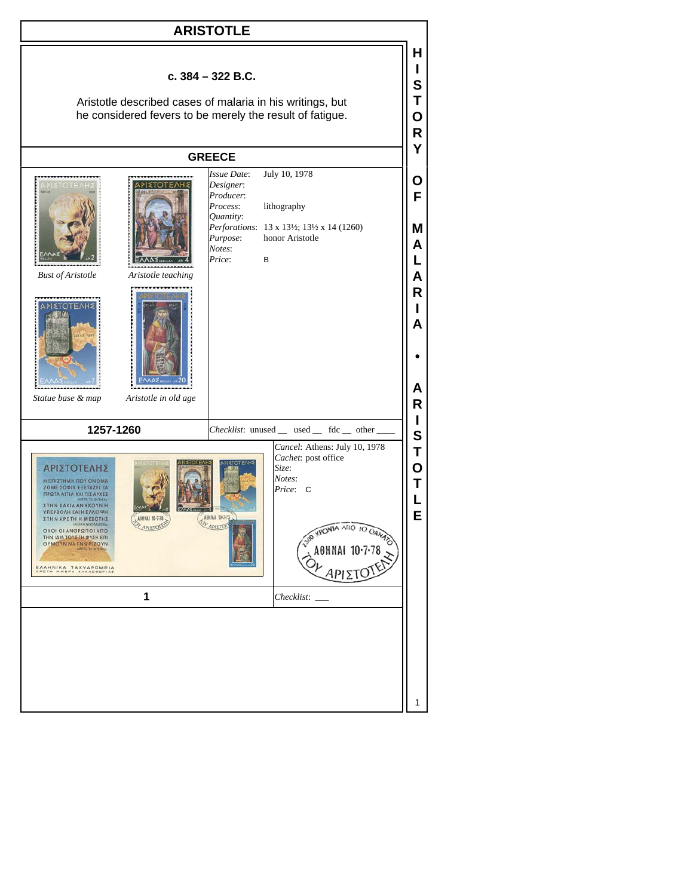# ARISTOTLE

**c. 384 – 322 B.C.**

Aristotle described cases of malaria in his writings, but he considered fevers to be merely the result of fatigue.

## GREECE

*Bust of Aristotle*

*Aristotle teaching*

*Statue base & map*

*Aristotle in old age*

| | |
|---|---|
| *Issue Date*: | July 10, 1978 |
| *Designer*: | |
| *Producer*: | |
| *Process*: | lithography |
| *Quantity*: | |
| *Perforations*: | 13 x 13½; 13½ x 14 (1260) |
| *Purpose*: | honor Aristotle |
| *Notes*: | |
| *Price*: | B |

**1257-1260**

*Checklist*: unused __ used __ fdc __ other ____

| | |
|---|---|
| *Cancel*: | Athens: July 10, 1978 |
| *Cachet*: | post office |
| *Size*: | |
| *Notes*: | |
| *Price*: | C |

**1**

*Checklist*: ___

HISTORY OF MALARIA • ARISTOTLE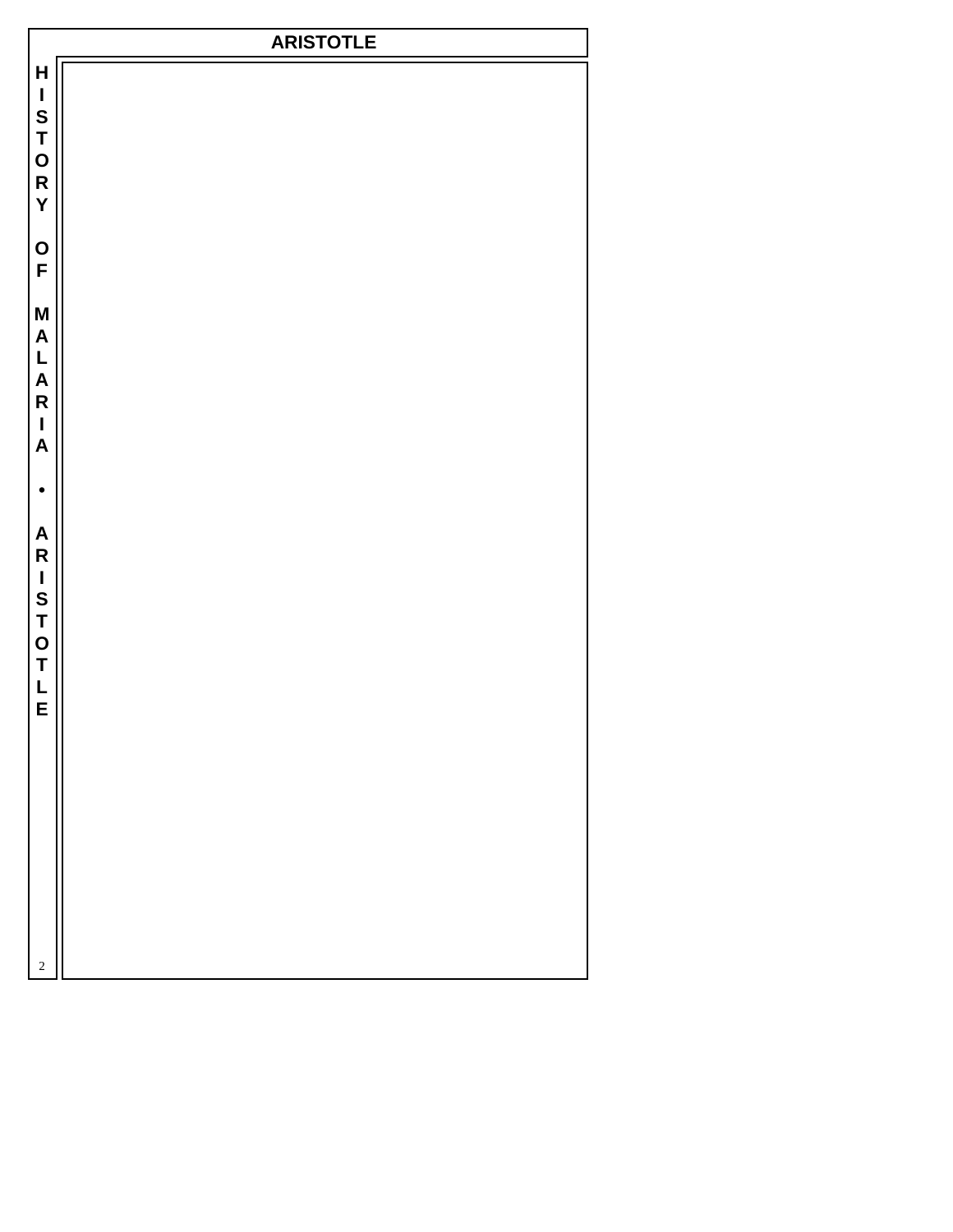# ARISTOTLE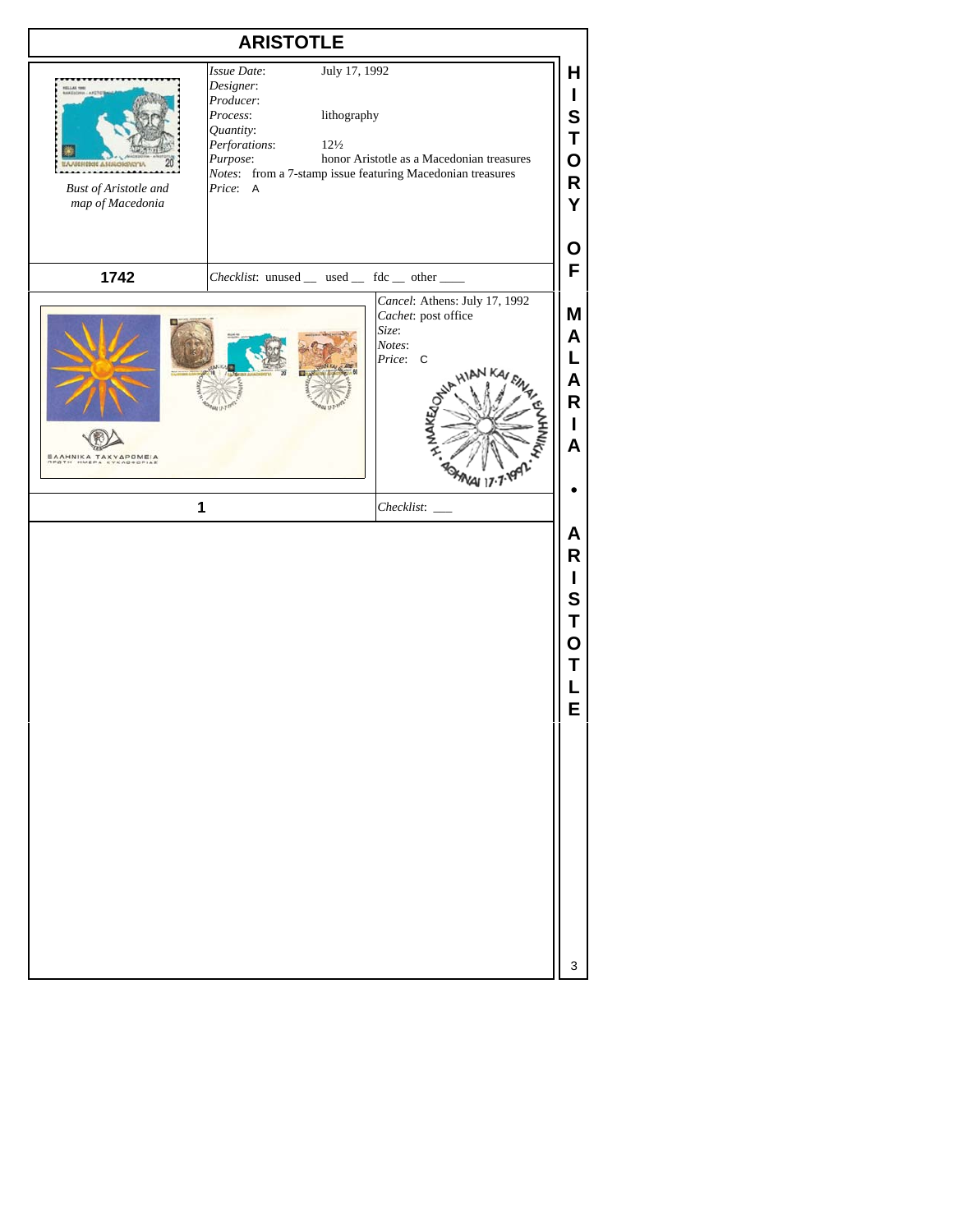# ARISTOTLE

Bust of Aristotle and map of Macedonia

*Issue Date*: July 17, 1992
*Designer*:
*Producer*:
*Process*: lithography
*Quantity*:
*Perforations*: 12½
*Purpose*: honor Aristotle as a Macedonian treasures
*Notes*: from a 7-stamp issue featuring Macedonian treasures
*Price*: A

**1742**

*Checklist*: unused __ used __ fdc __ other ____

*Cancel*: Athens: July 17, 1992
*Cachet*: post office
*Size*:
*Notes*:
*Price*: C

**1**

*Checklist*: ___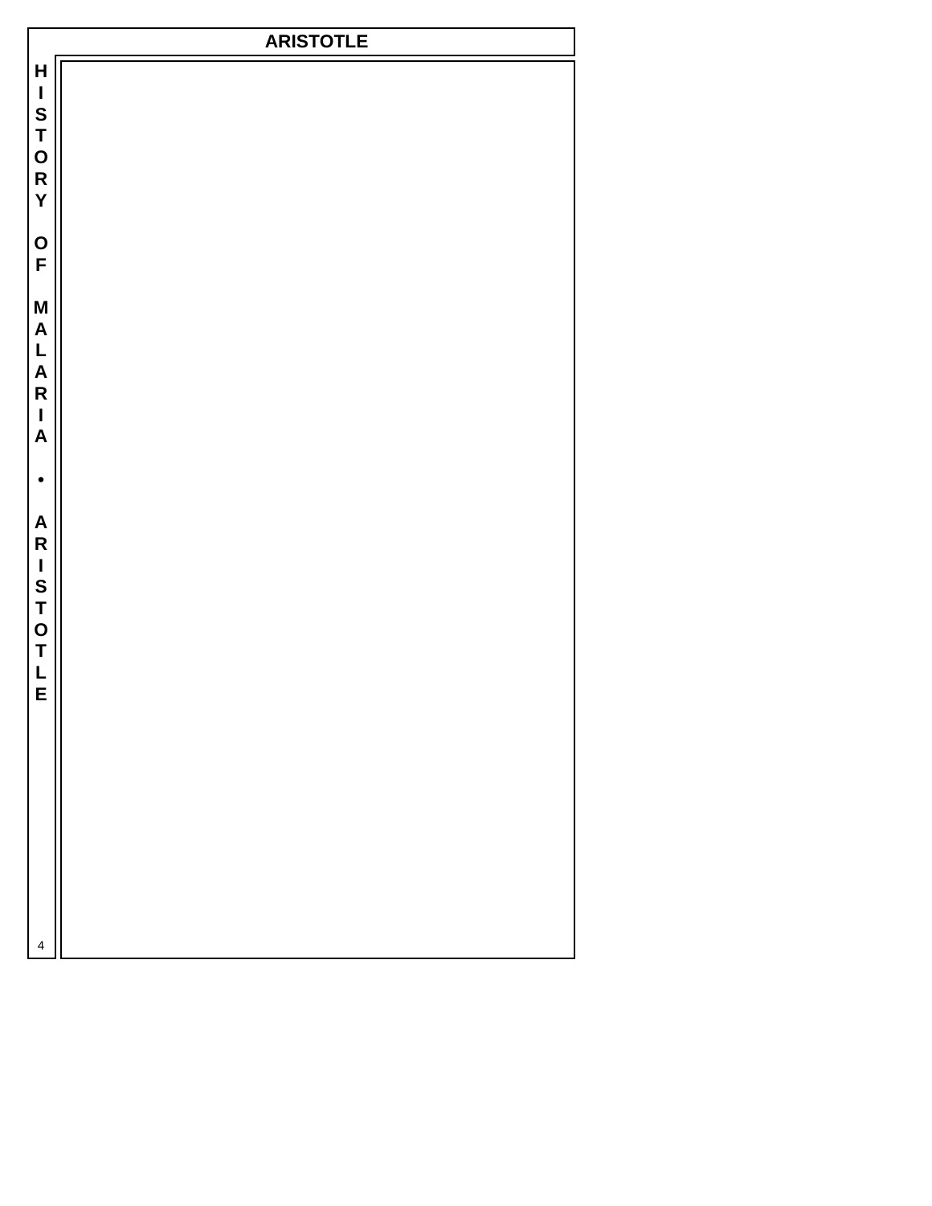# ARISTOTLE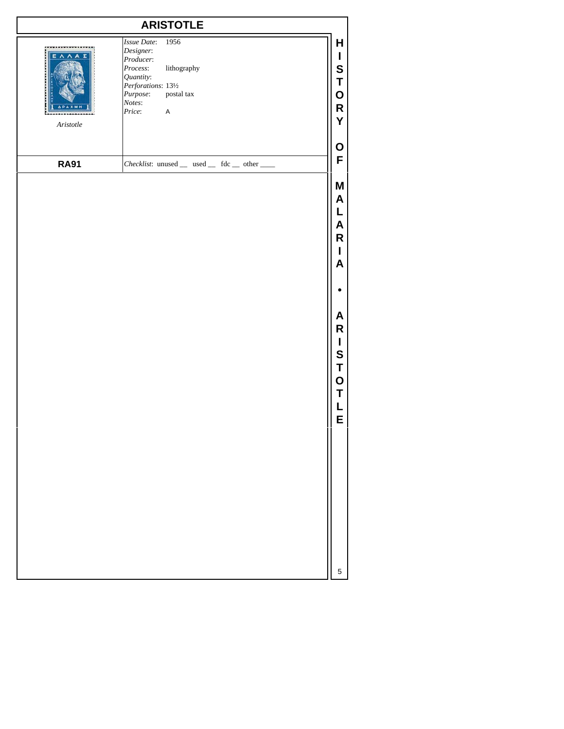# ARISTOTLE

*Aristotle*

*Issue Date*: 1956
*Designer*:
*Producer*:
*Process*: lithography
*Quantity*:
*Perforations*: 13½
*Purpose*: postal tax
*Notes*:
*Price*: A

**RA91**

*Checklist*: unused __ used __ fdc __ other ____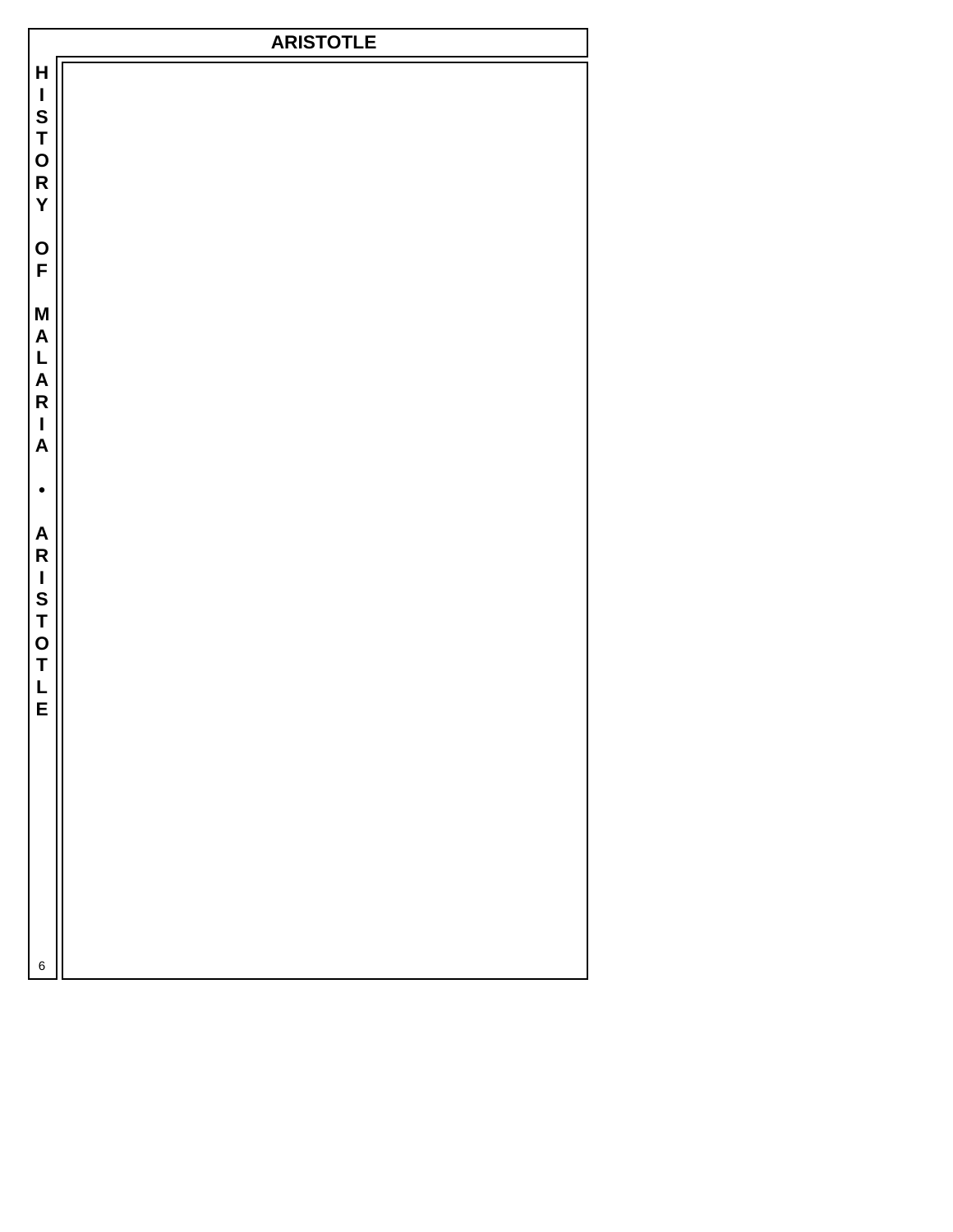# ARISTOTLE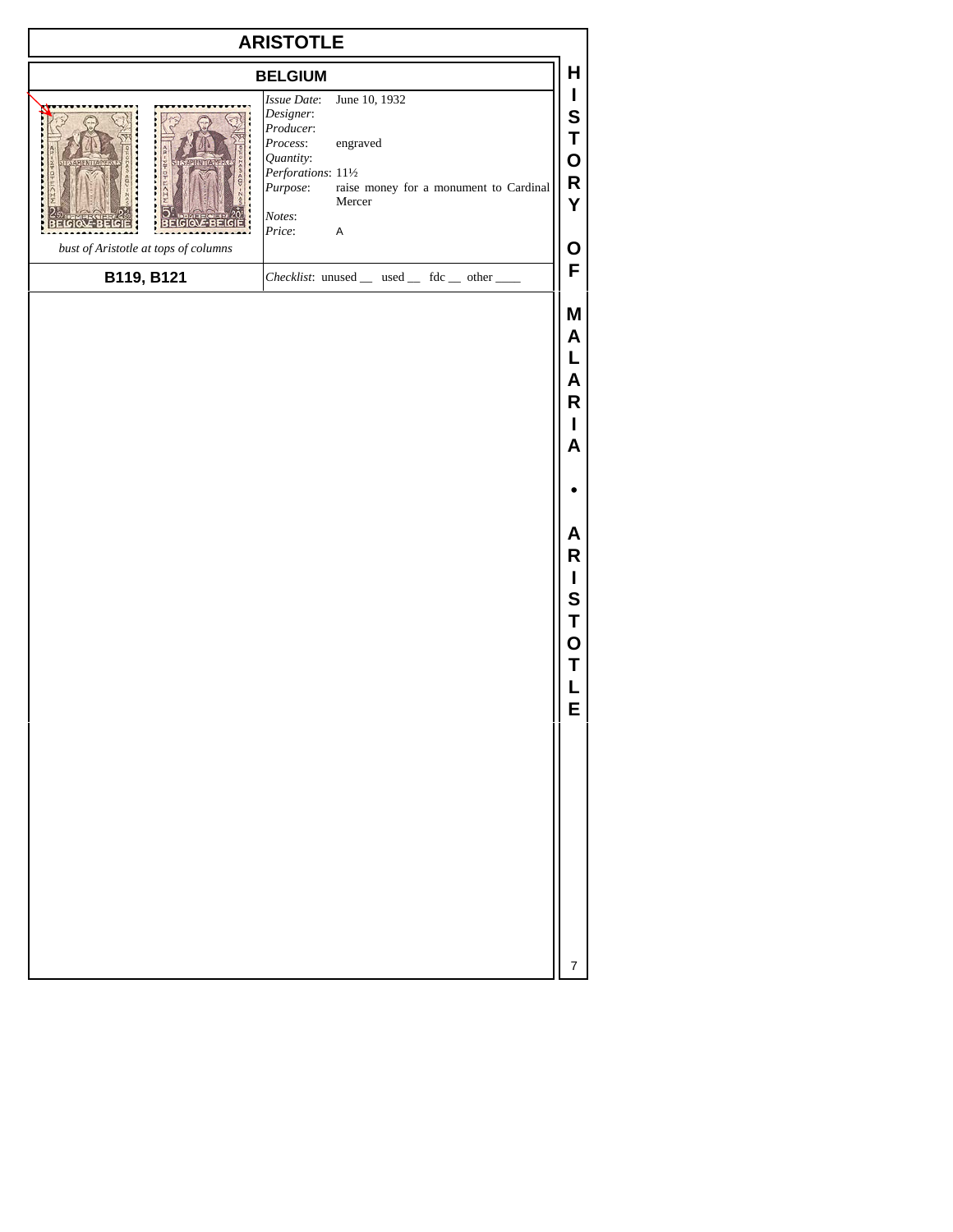# ARISTOTLE

## BELGIUM

*bust of Aristotle at tops of columns*

*Issue Date*: June 10, 1932
*Designer*:
*Producer*:
*Process*: engraved
*Quantity*:
*Perforations*: 11½
*Purpose*: raise money for a monument to Cardinal Mercer
*Notes*:
*Price*: A

**B119, B121**

*Checklist*: unused __ used __ fdc __ other ____

HISTORY OF MALARIA • ARISTOTLE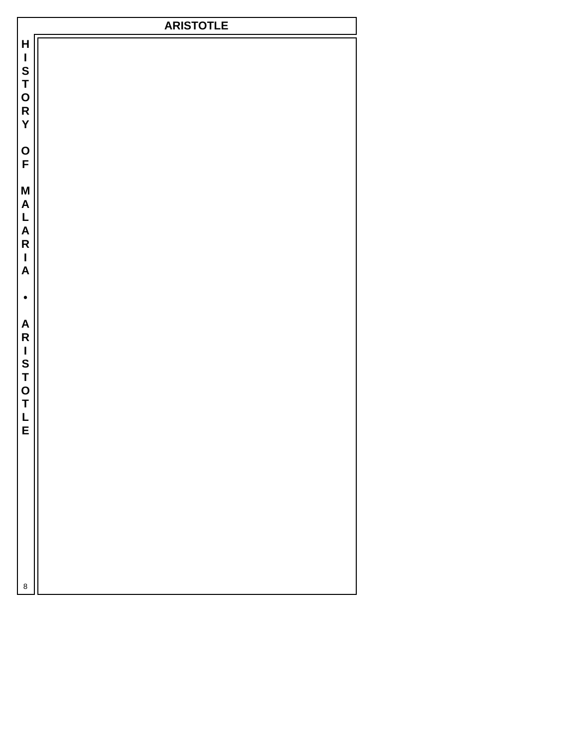# ARISTOTLE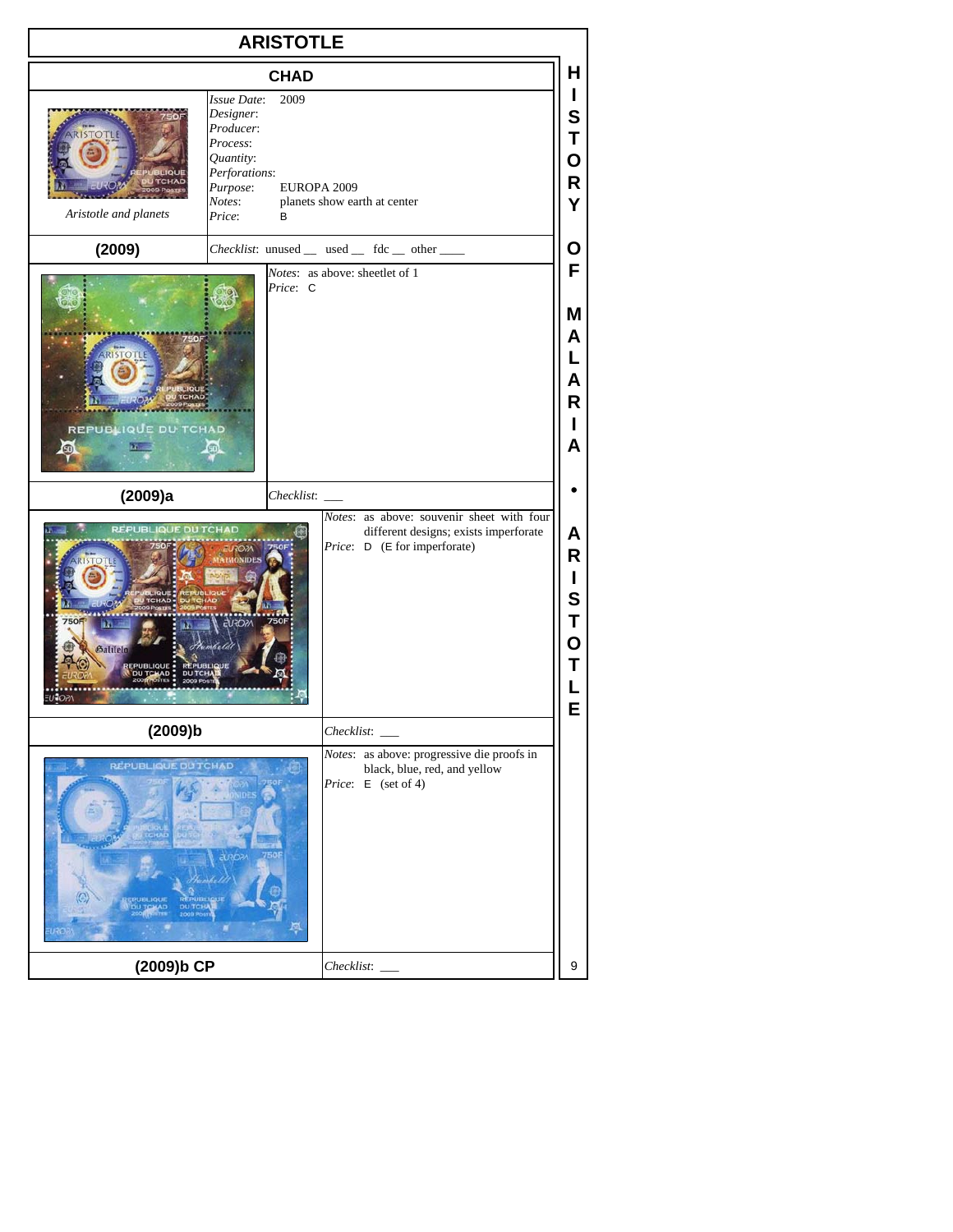# ARISTOTLE

## CHAD

Aristotle and planets

*Issue Date*: 2009
*Designer*:
*Producer*:
*Process*:
*Quantity*:
*Perforations*:
*Purpose*: EUROPA 2009
*Notes*: planets show earth at center
*Price*: B

**(2009)**

*Checklist*: unused __ used __ fdc __ other ____

*Notes*: as above: sheetlet of 1
*Price*: C

**(2009)a**

*Checklist*: ___

*Notes*: as above: souvenir sheet with four different designs; exists imperforate
*Price*: D (E for imperforate)

**(2009)b**

*Checklist*: ___

*Notes*: as above: progressive die proofs in black, blue, red, and yellow
*Price*: E (set of 4)

**(2009)b CP**

*Checklist*: ___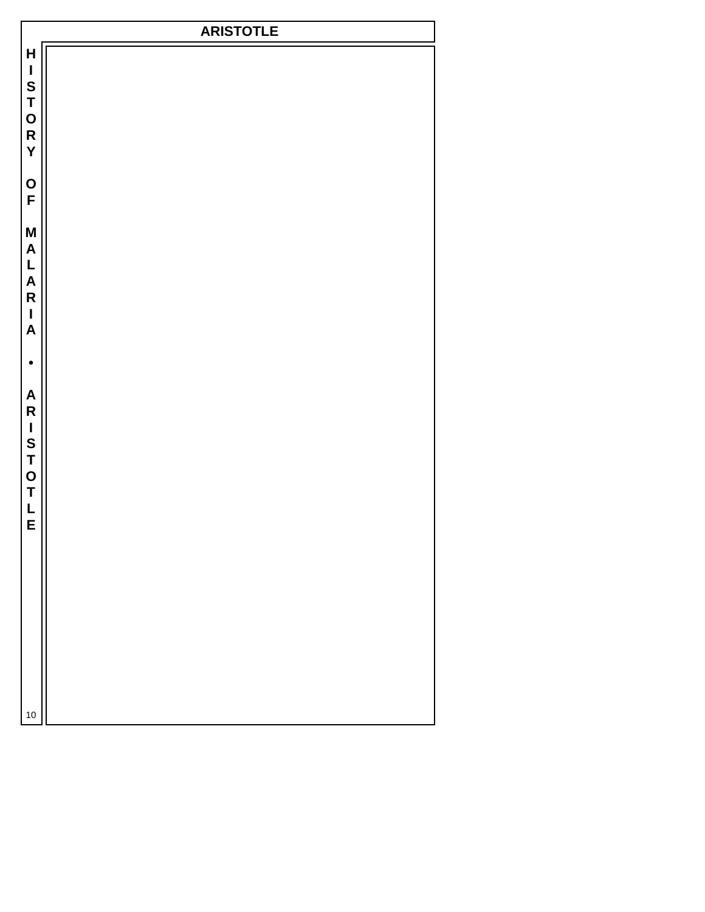# ARISTOTLE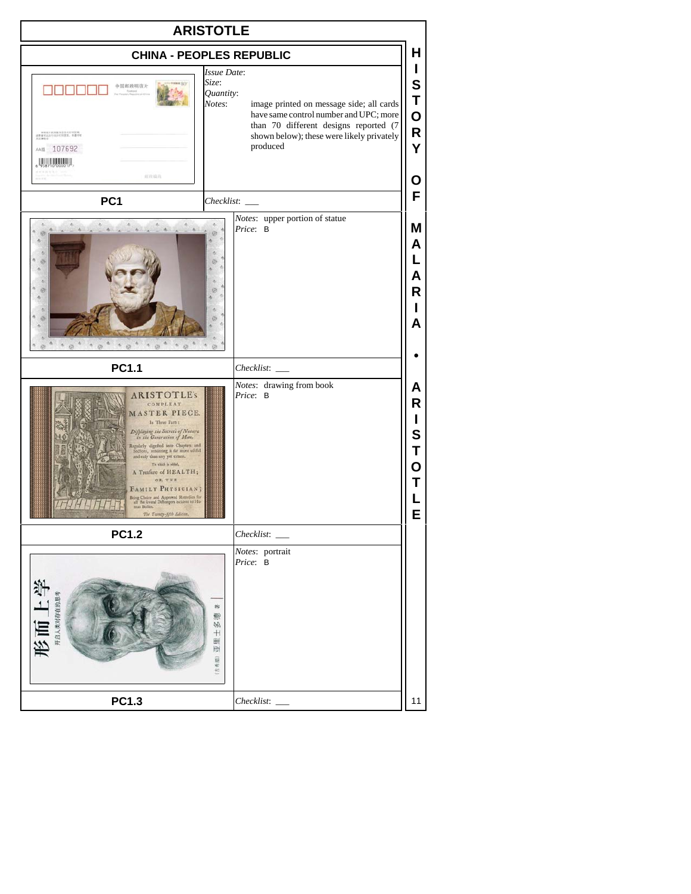# ARISTOTLE

## CHINA - PEOPLES REPUBLIC

### PC1

*Issue Date*:
*Size*:
*Quantity*:
*Notes*: image printed on message side; all cards have same control number and UPC; more than 70 different designs reported (7 shown below); these were likely privately produced

*Checklist*: ___

### PC1.1

*Notes*: upper portion of statue
*Price*: B

*Checklist*: ___

### PC1.2

*Notes*: drawing from book
*Price*: B

*Checklist*: ___

### PC1.3

*Notes*: portrait
*Price*: B

*Checklist*: ___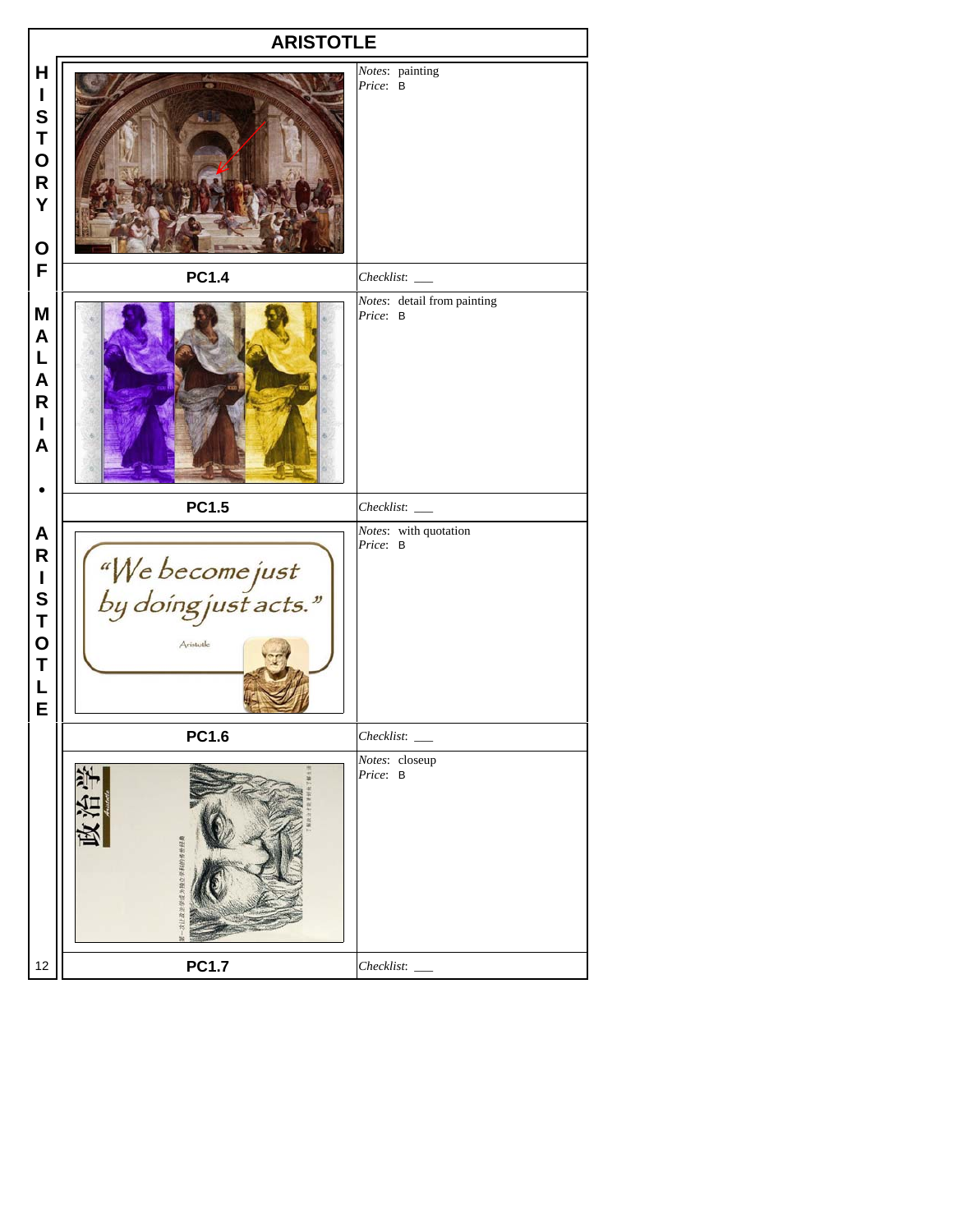# ARISTOTLE

| | |
|---|---|
| | *Notes*: painting<br>*Price*: B |
| **PC1.4** | *Checklist*: ___ |
| | *Notes*: detail from painting<br>*Price*: B |
| **PC1.5** | *Checklist*: ___ |
| “We become just by doing just acts.” Aristotle | *Notes*: with quotation<br>*Price*: B |
| **PC1.6** | *Checklist*: ___ |
| 政治学 | *Notes*: closeup<br>*Price*: B |
| **PC1.7** | *Checklist*: ___ |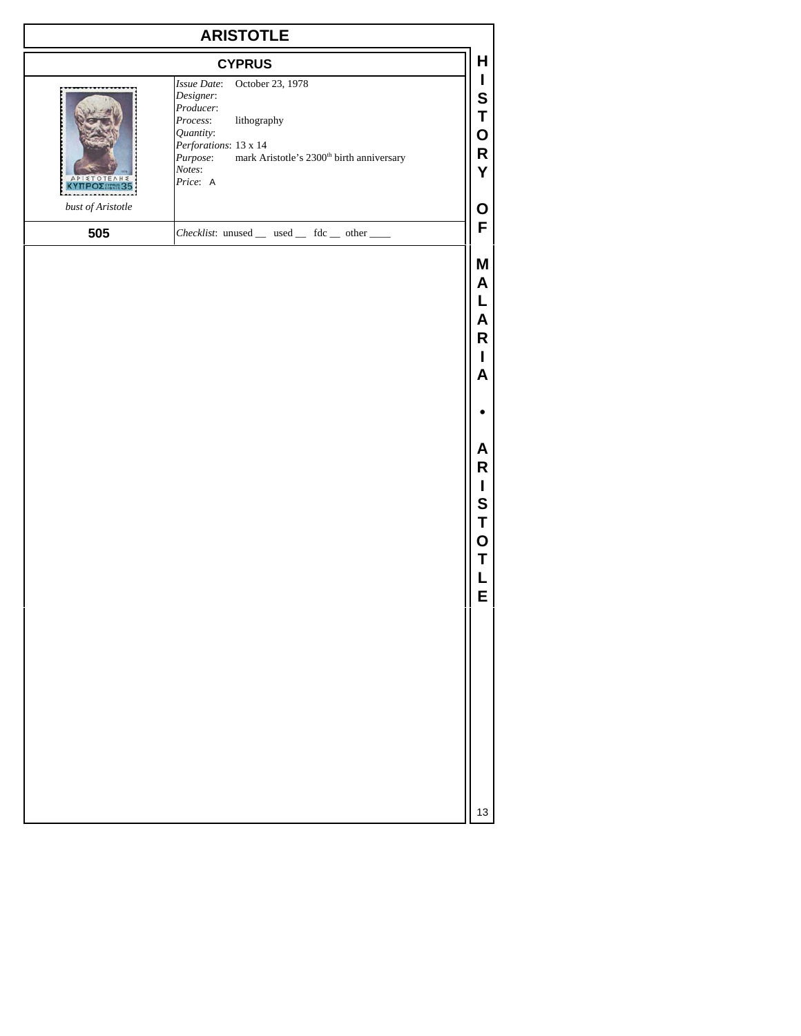# ARISTOTLE

## CYPRUS

| | |
|---|---|
| *bust of Aristotle* | *Issue Date*: October 23, 1978<br>*Designer*:<br>*Producer*:<br>*Process*: lithography<br>*Quantity*:<br>*Perforations*: 13 x 14<br>*Purpose*: mark Aristotle's 2300th birth anniversary<br>*Notes*:<br>*Price*: A |
| **505** | *Checklist*: unused __ used __ fdc __ other ____ |

HISTORY OF MALARIA • ARISTOTLE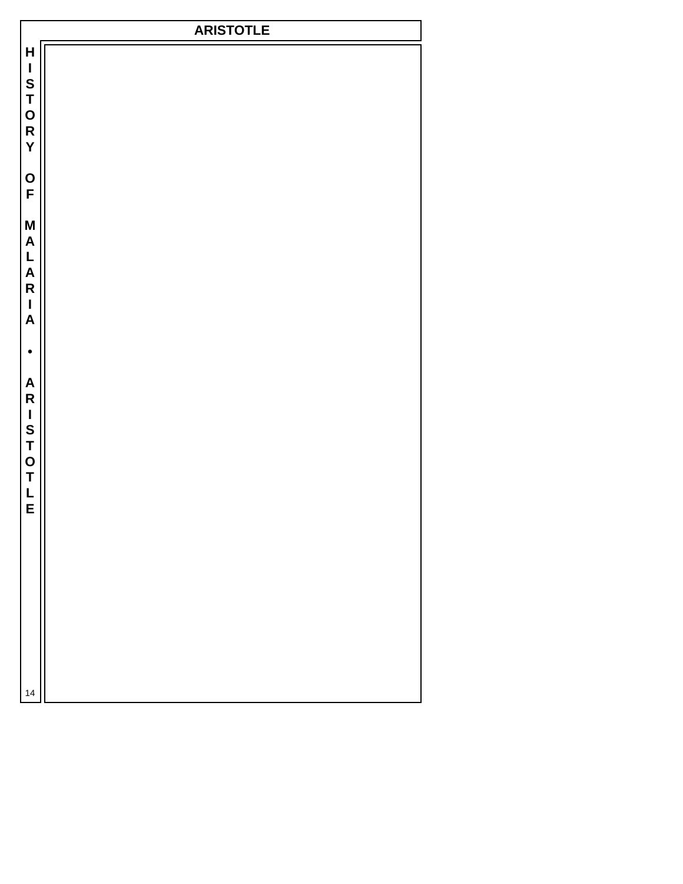# ARISTOTLE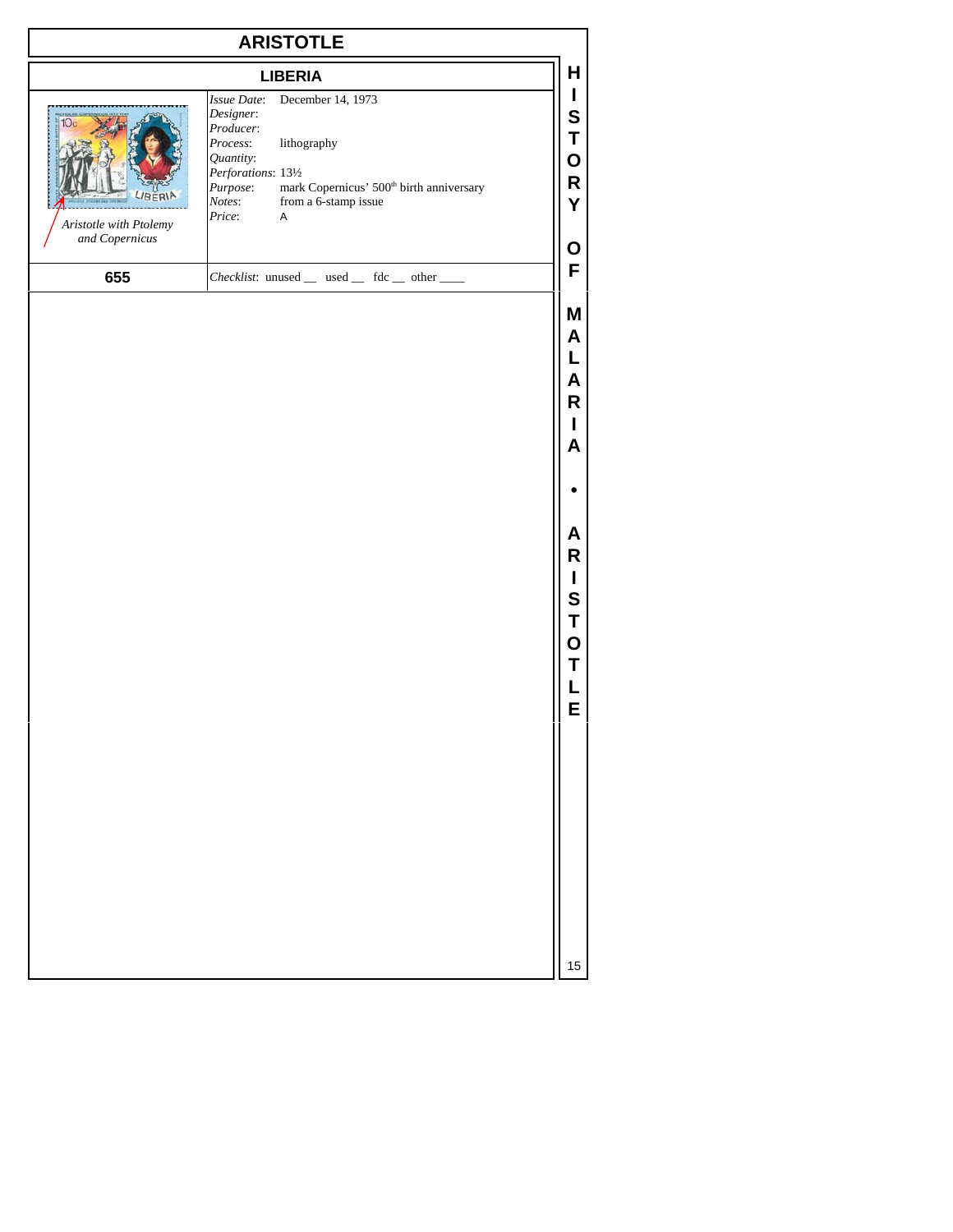# ARISTOTLE

## LIBERIA

*Aristotle with Ptolemy and Copernicus*

*Issue Date*: December 14, 1973
*Designer*:
*Producer*:
*Process*: lithography
*Quantity*:
*Perforations*: 13½
*Purpose*: mark Copernicus' 500th birth anniversary
*Notes*: from a 6-stamp issue
*Price*: A

**655**

*Checklist*: unused __ used __ fdc __ other ____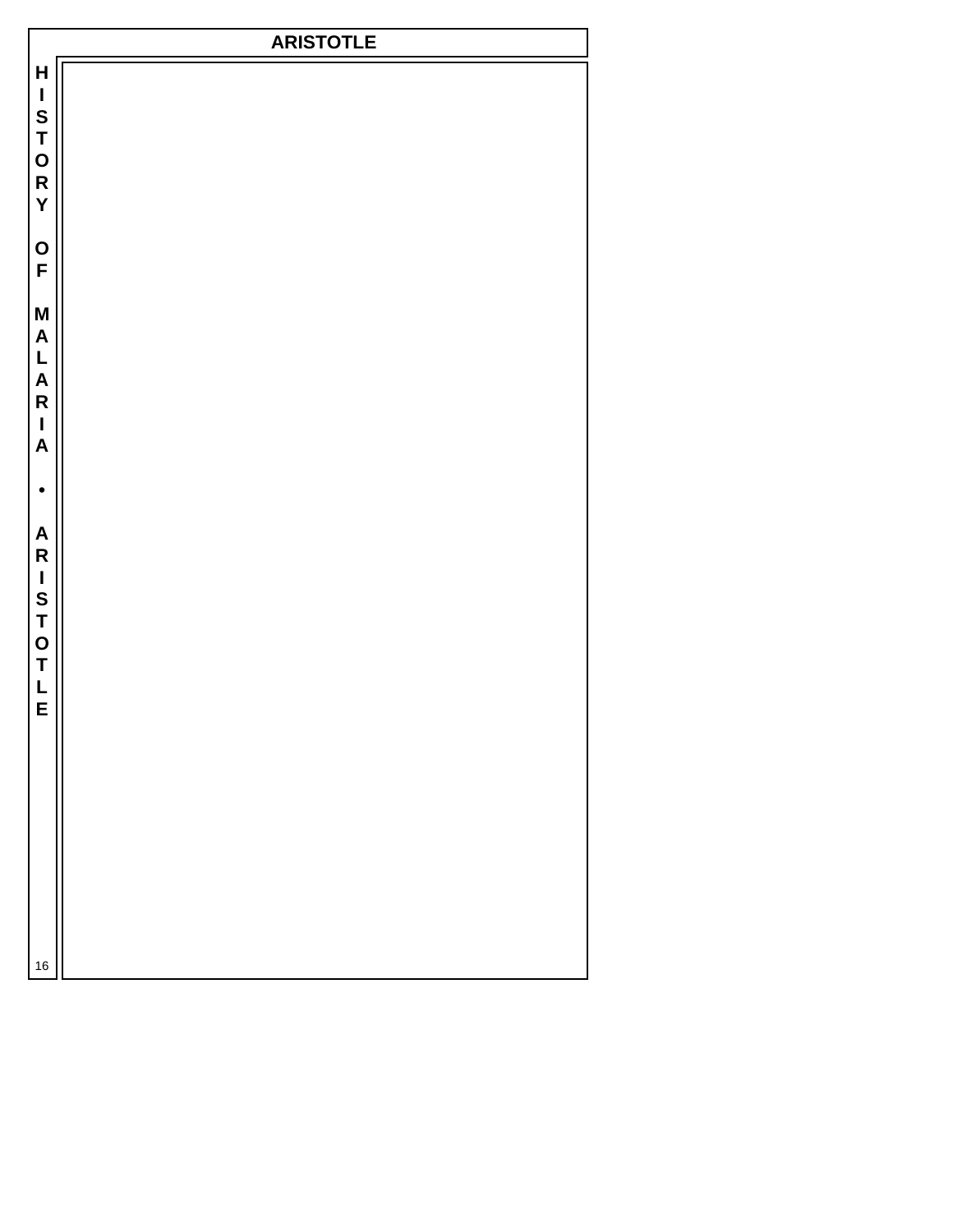# ARISTOTLE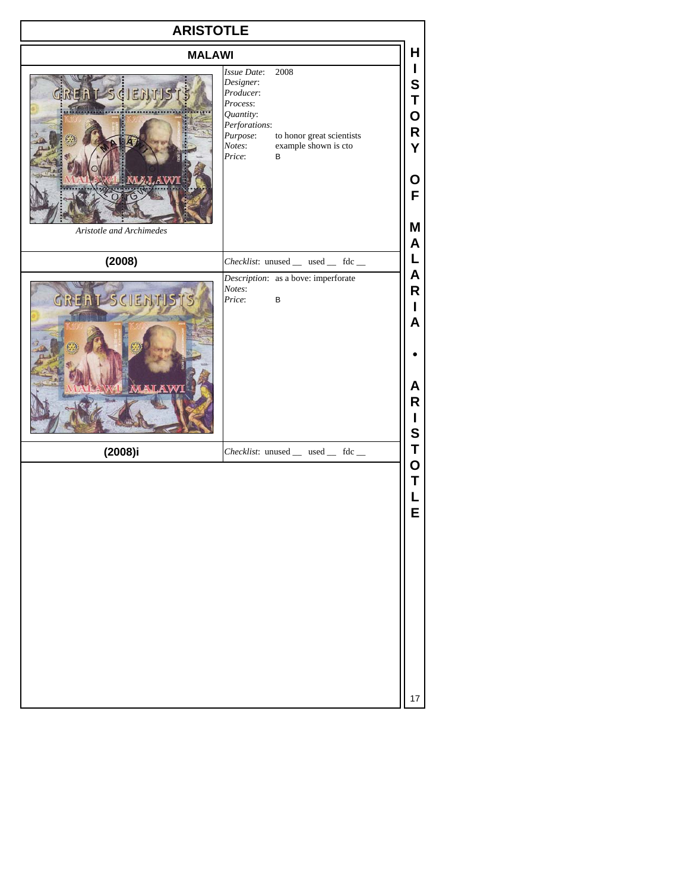# ARISTOTLE

## MALAWI

Aristotle and Archimedes

*Issue Date*: 2008
*Designer*:
*Producer*:
*Process*:
*Quantity*:
*Perforations*:
*Purpose*: to honor great scientists
*Notes*: example shown is cto
*Price*: B

**(2008)**

*Checklist*: unused __ used __ fdc __

*Description*: as a bove: imperforate
*Notes*:
*Price*: B

**(2008)i**

*Checklist*: unused __ used __ fdc __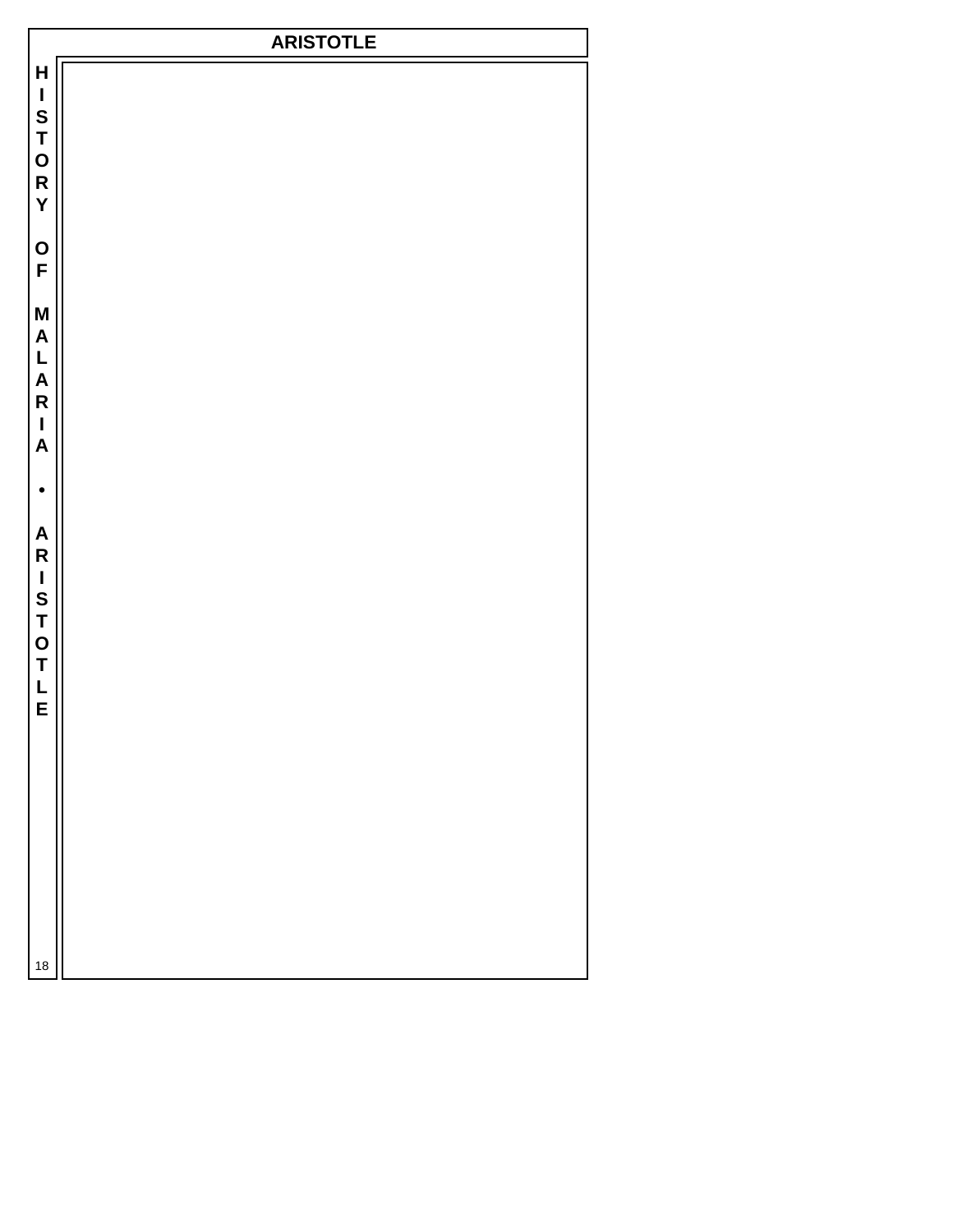# ARISTOTLE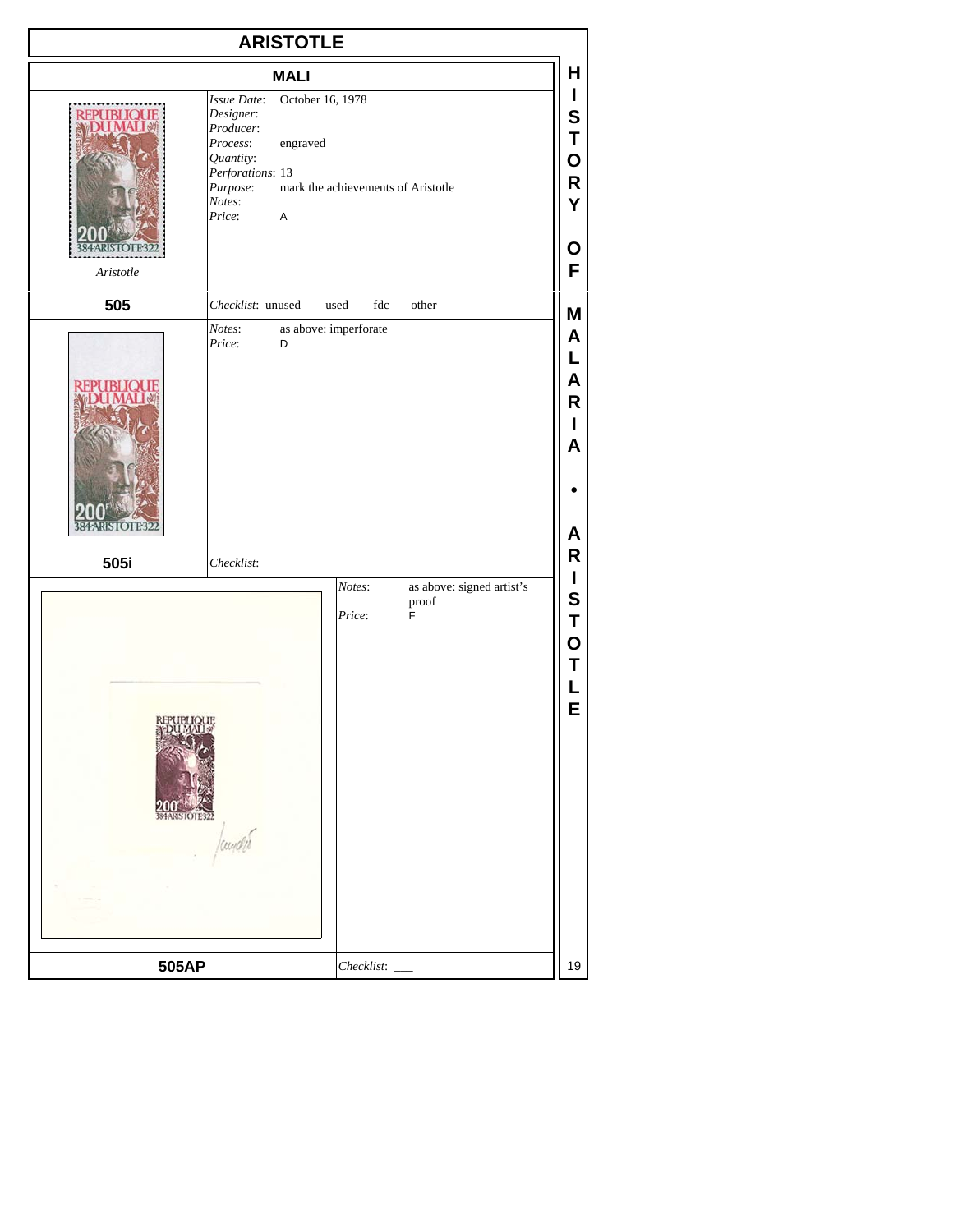# ARISTOTLE

## MALI

*Aristotle*

*Issue Date*: October 16, 1978
*Designer*:
*Producer*:
*Process*: engraved
*Quantity*:
*Perforations*: 13
*Purpose*: mark the achievements of Aristotle
*Notes*:
*Price*: A

**505**

*Checklist*: unused __ used __ fdc __ other ____

*Notes*: as above: imperforate
*Price*: D

**505i**

*Checklist*: ___

*Notes*: as above: signed artist's proof
*Price*: F

**505AP**

*Checklist*: ___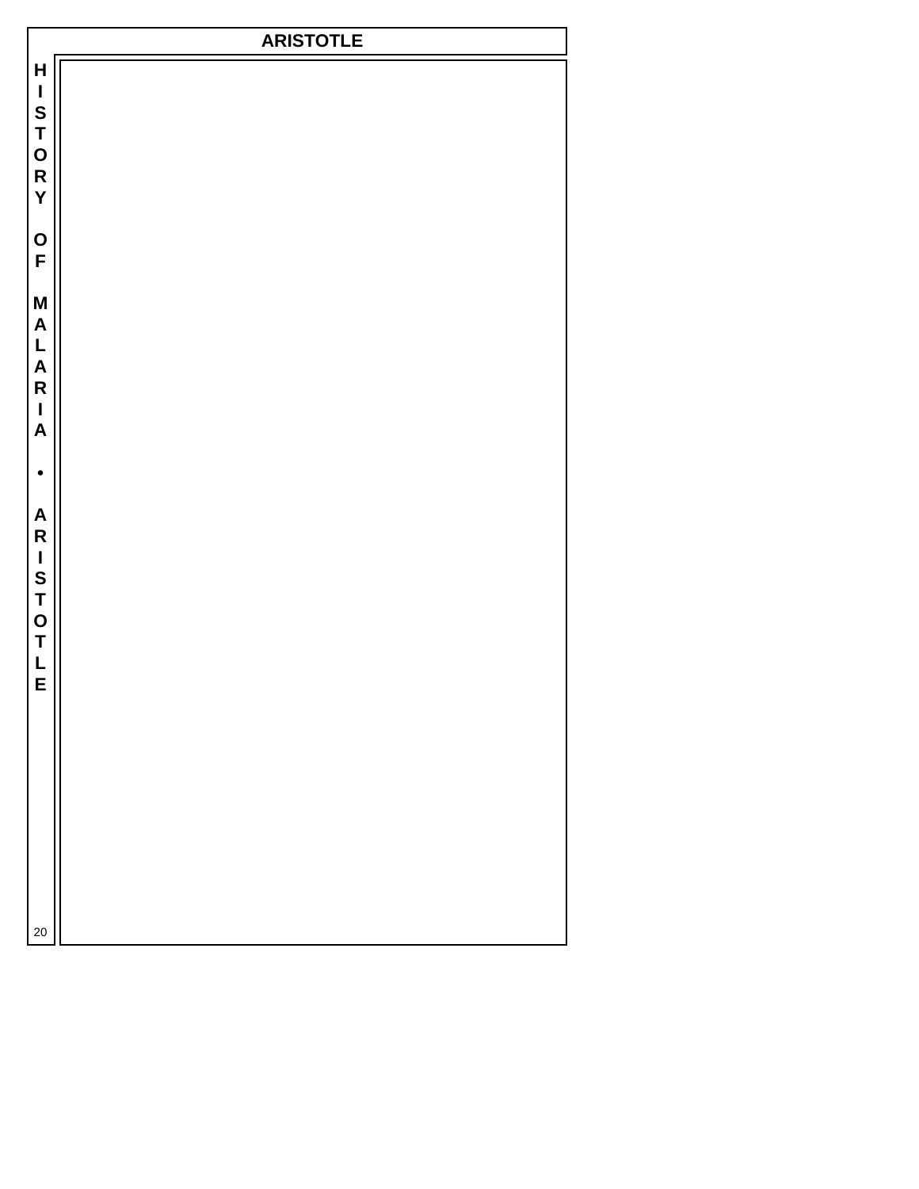# ARISTOTLE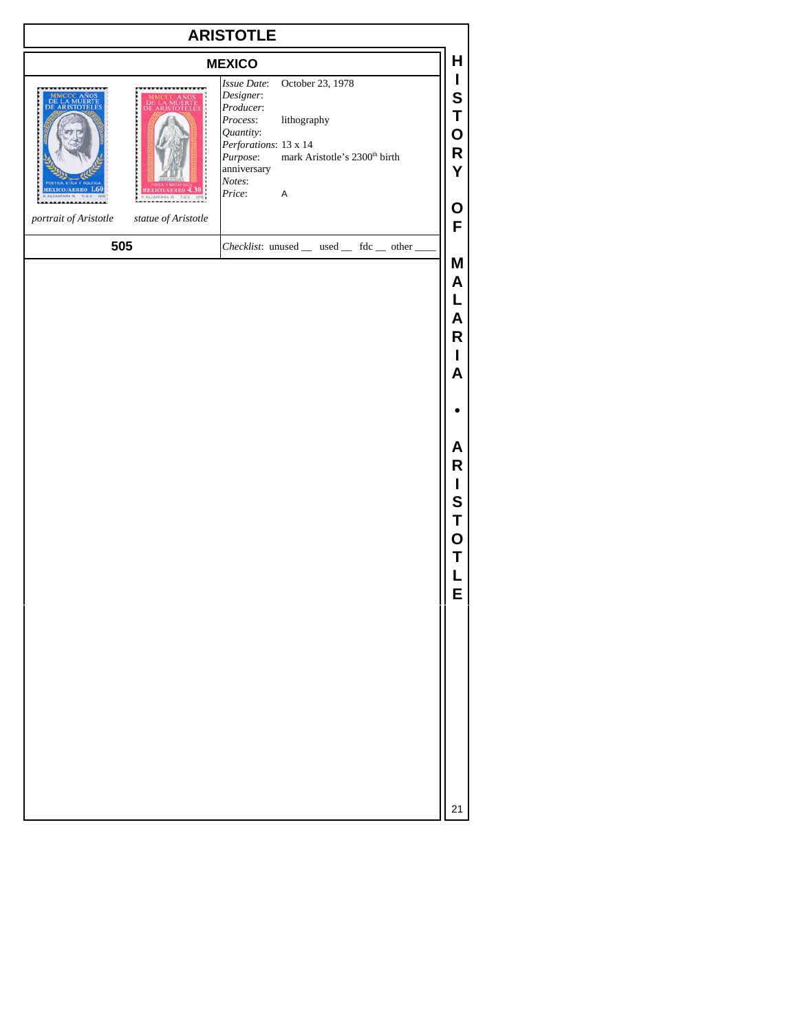# ARISTOTLE

## MEXICO

*portrait of Aristotle* *statue of Aristotle*

*Issue Date*: October 23, 1978
*Designer*:
*Producer*:
*Process*: lithography
*Quantity*:
*Perforations*: 13 x 14
*Purpose*: mark Aristotle's 2300th birth anniversary
*Notes*:
*Price*: A

**505**

*Checklist*: unused __ used __ fdc __ other ____

**HISTORY OF MALARIA • ARISTOTLE**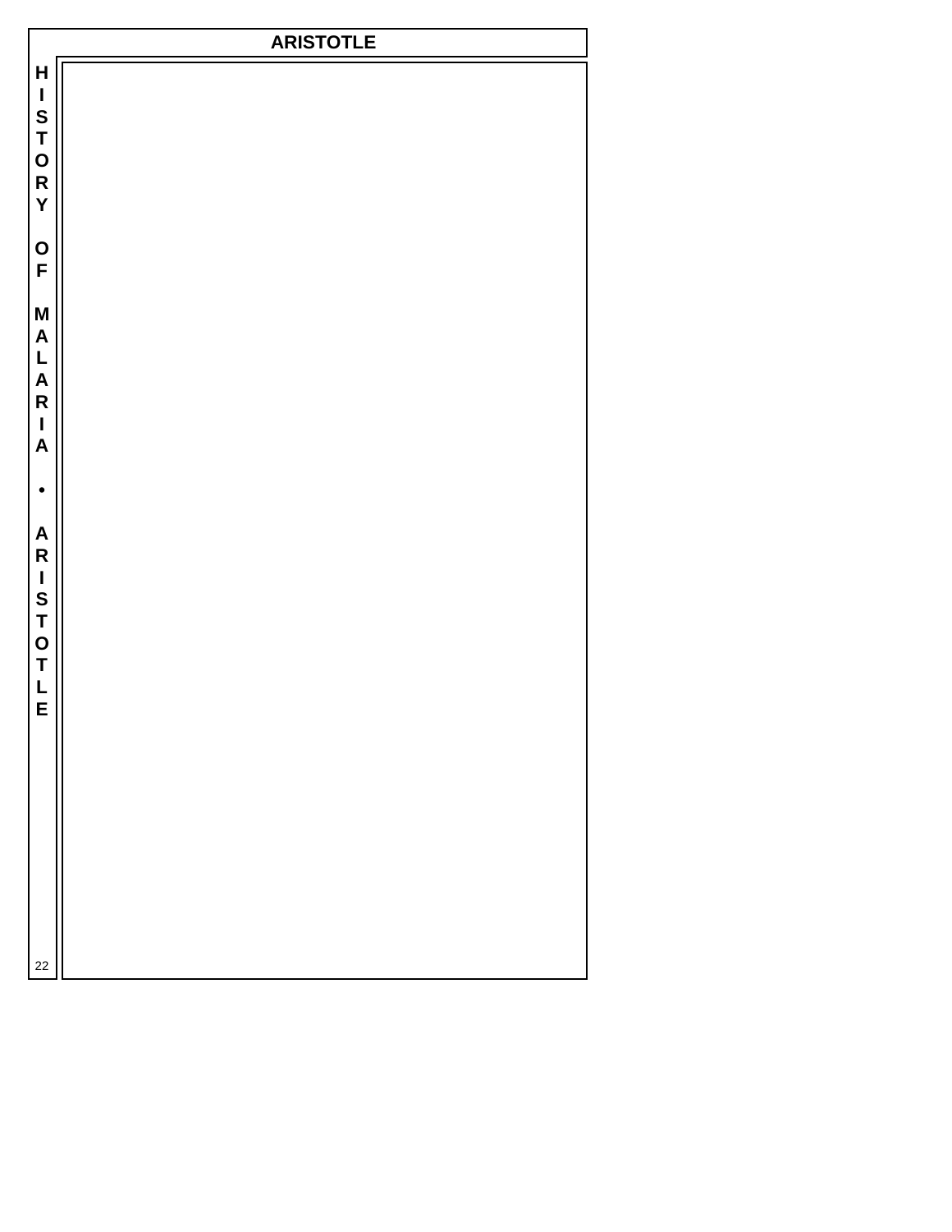# ARISTOTLE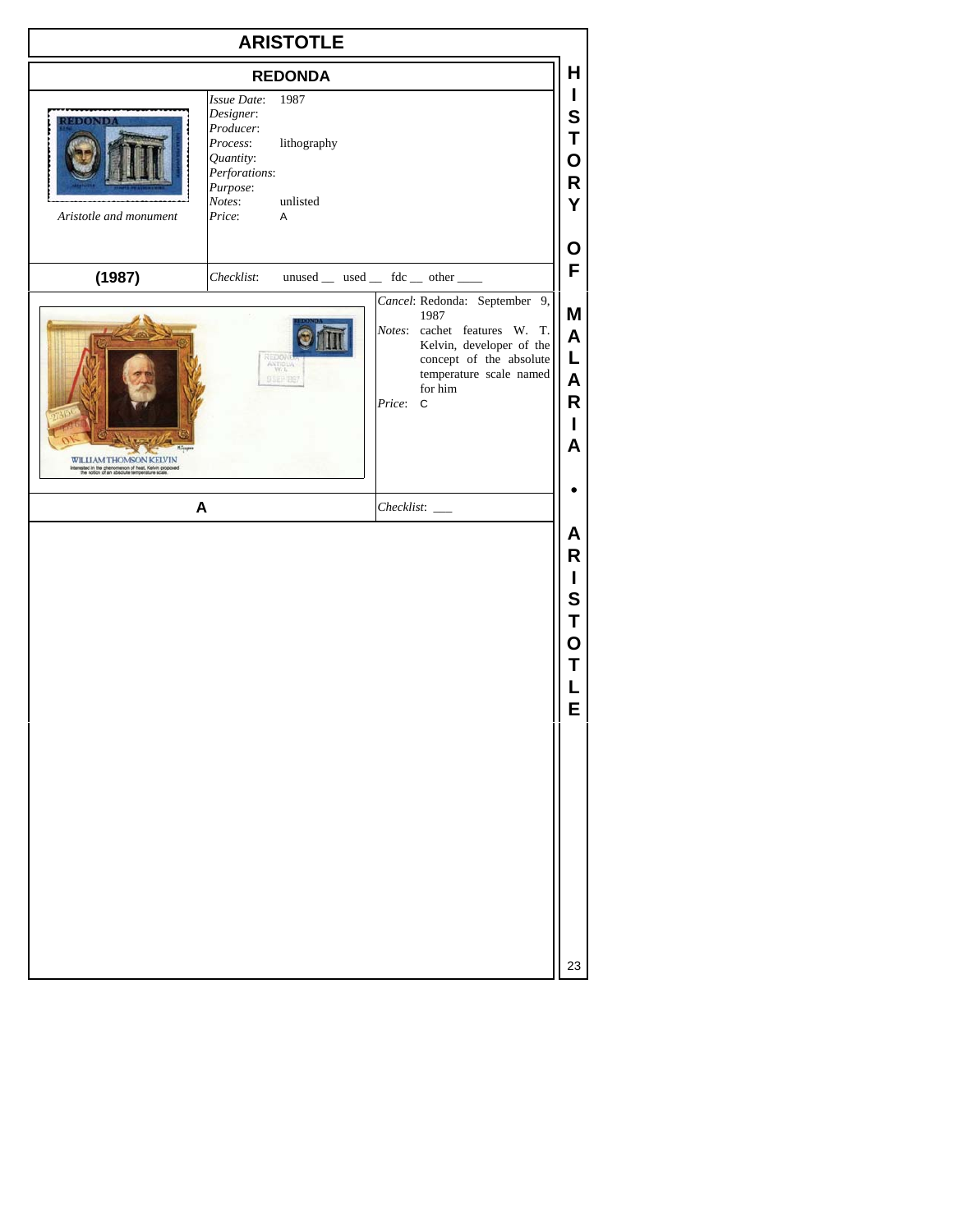# ARISTOTLE

## REDONDA

Aristotle and monument

| | |
|---|---|
| *Issue Date*: | 1987 |
| *Designer*: | |
| *Producer*: | |
| *Process*: | lithography |
| *Quantity*: | |
| *Perforations*: | |
| *Purpose*: | |
| *Notes*: | unlisted |
| *Price*: | A |

**(1987)**

*Checklist*: unused __ used __ fdc __ other ____

*Cancel*: Redonda: September 9, 1987

*Notes*: cachet features W. T. Kelvin, developer of the concept of the absolute temperature scale named for him

*Price*: C

**A**

*Checklist*: ___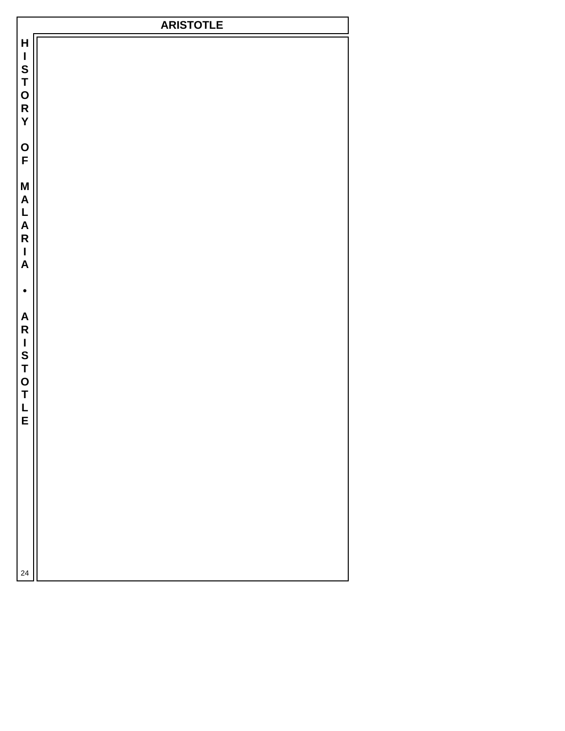# ARISTOTLE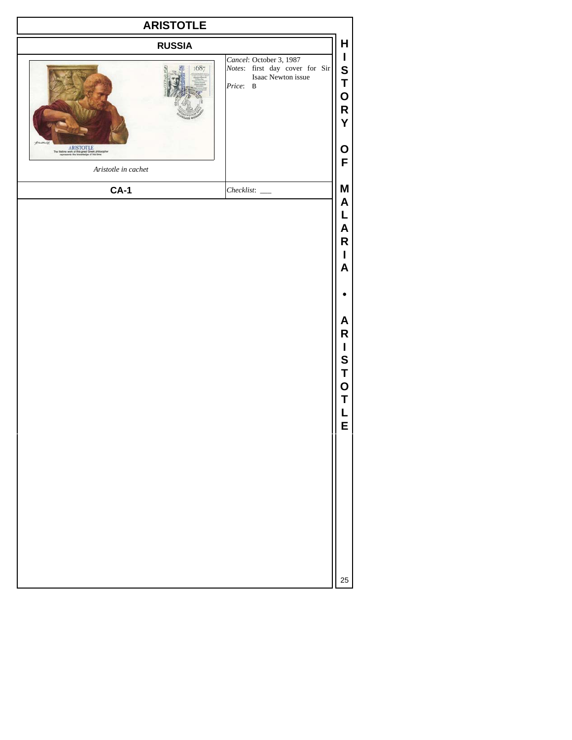# ARISTOTLE

## RUSSIA

*Cancel*: October 3, 1987
*Notes*: first day cover for Sir Isaac Newton issue
*Price*: B

*Aristotle in cachet*

**CA-1**

*Checklist*: ___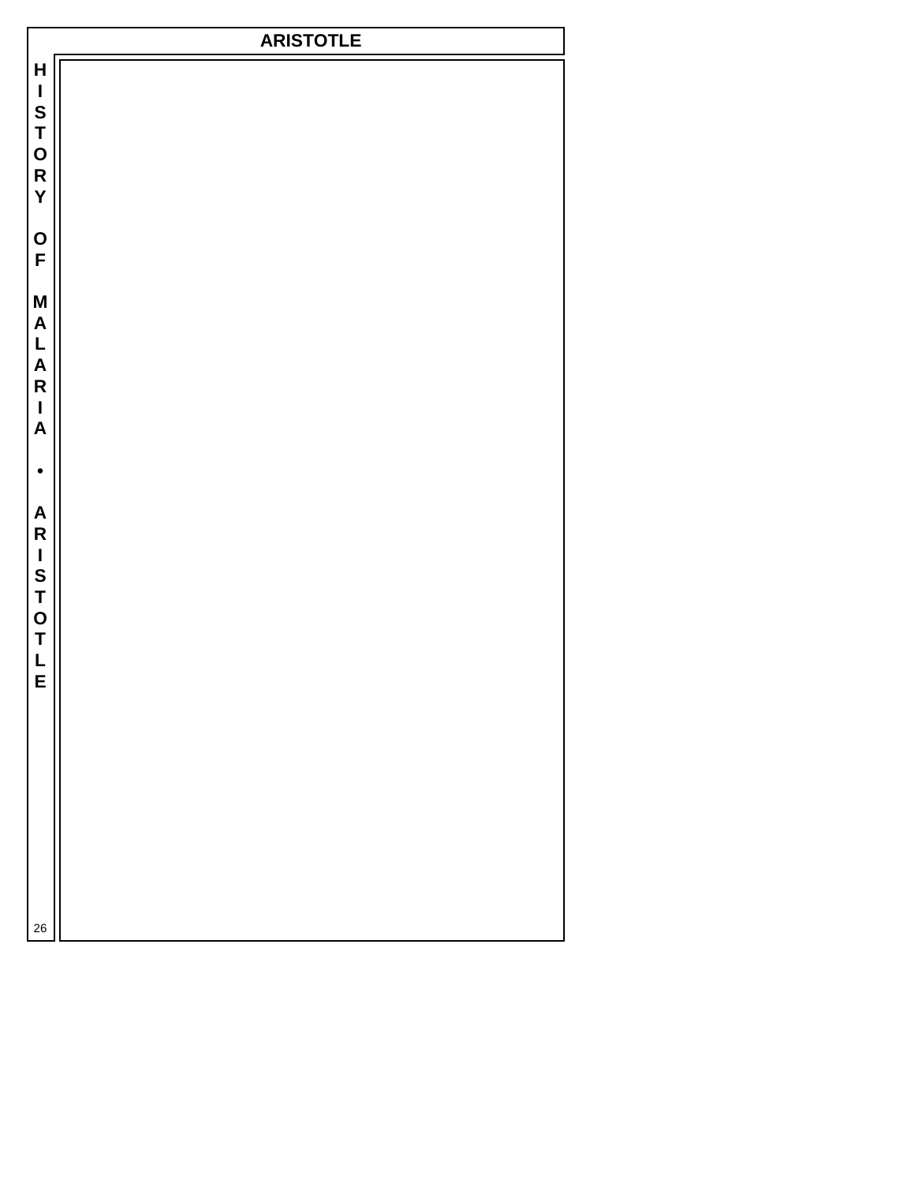# ARISTOTLE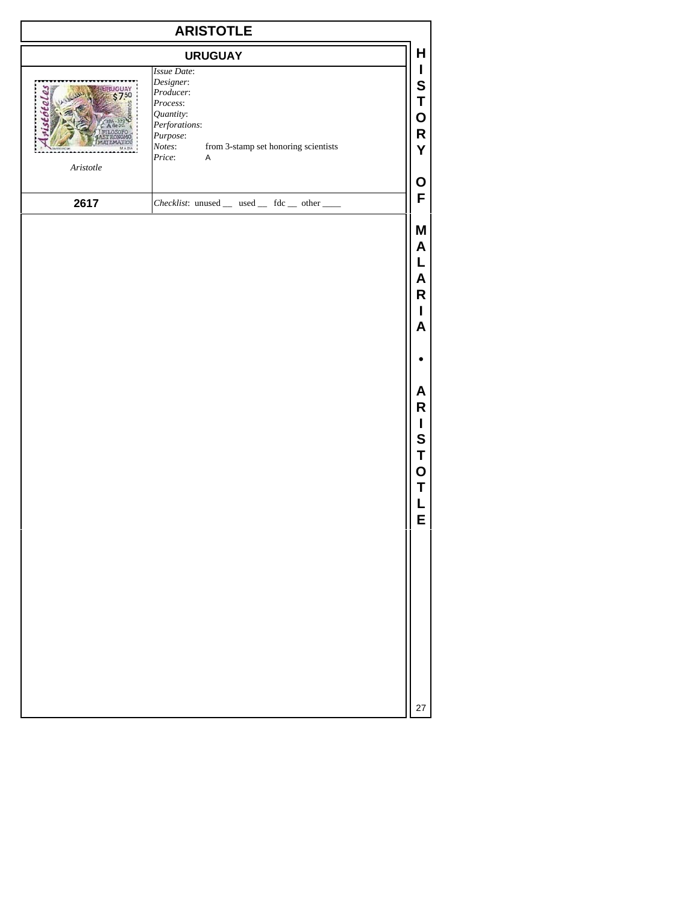# ARISTOTLE

## URUGUAY

*Aristotle*

*Issue Date*:
*Designer*:
*Producer*:
*Process*:
*Quantity*:
*Perforations*:
*Purpose*:
*Notes*: from 3-stamp set honoring scientists
*Price*: A

**2617**

*Checklist*: unused __ used __ fdc __ other ____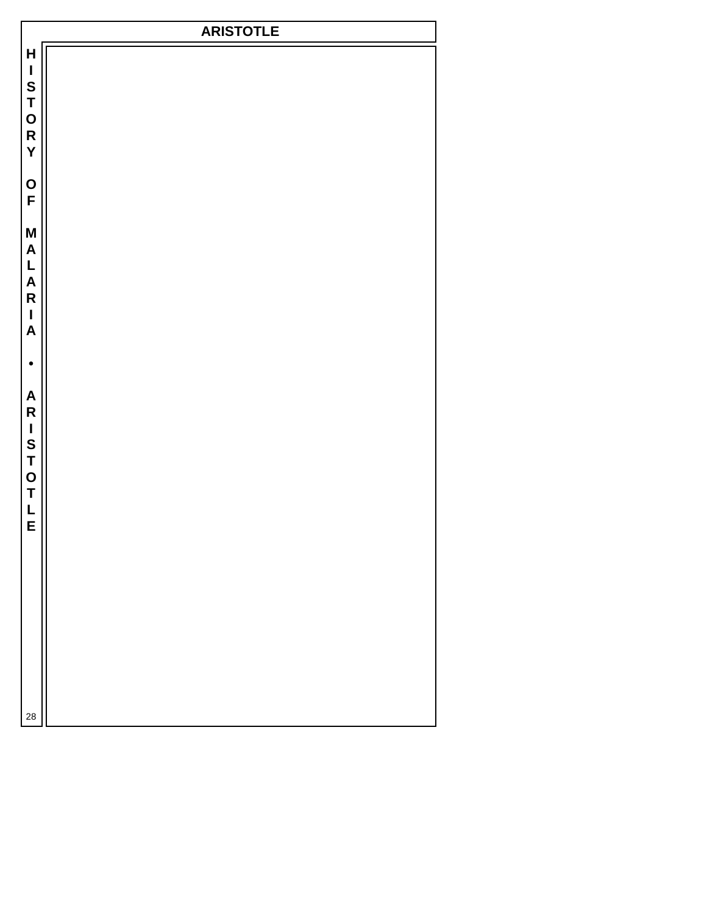# ARISTOTLE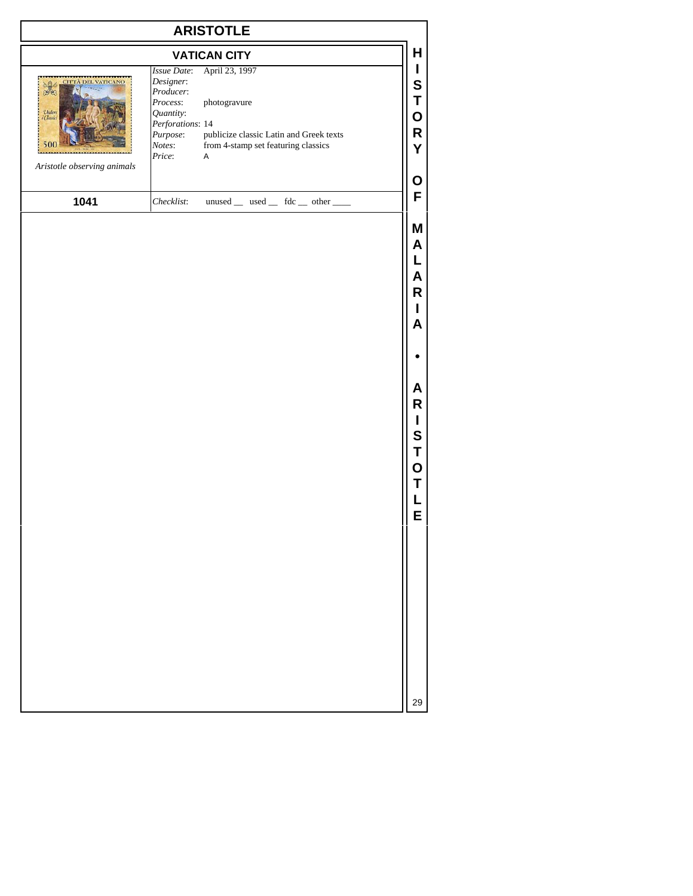# ARISTOTLE

## VATICAN CITY

*Aristotle observing animals*

| | |
|---|---|
| *Issue Date*: | April 23, 1997 |
| *Designer*: | |
| *Producer*: | |
| *Process*: | photogravure |
| *Quantity*: | |
| *Perforations*: | 14 |
| *Purpose*: | publicize classic Latin and Greek texts |
| *Notes*: | from 4-stamp set featuring classics |
| *Price*: | A |

**1041**

*Checklist*: unused __ used __ fdc __ other ____

HISTORY OF MALARIA • ARISTOTLE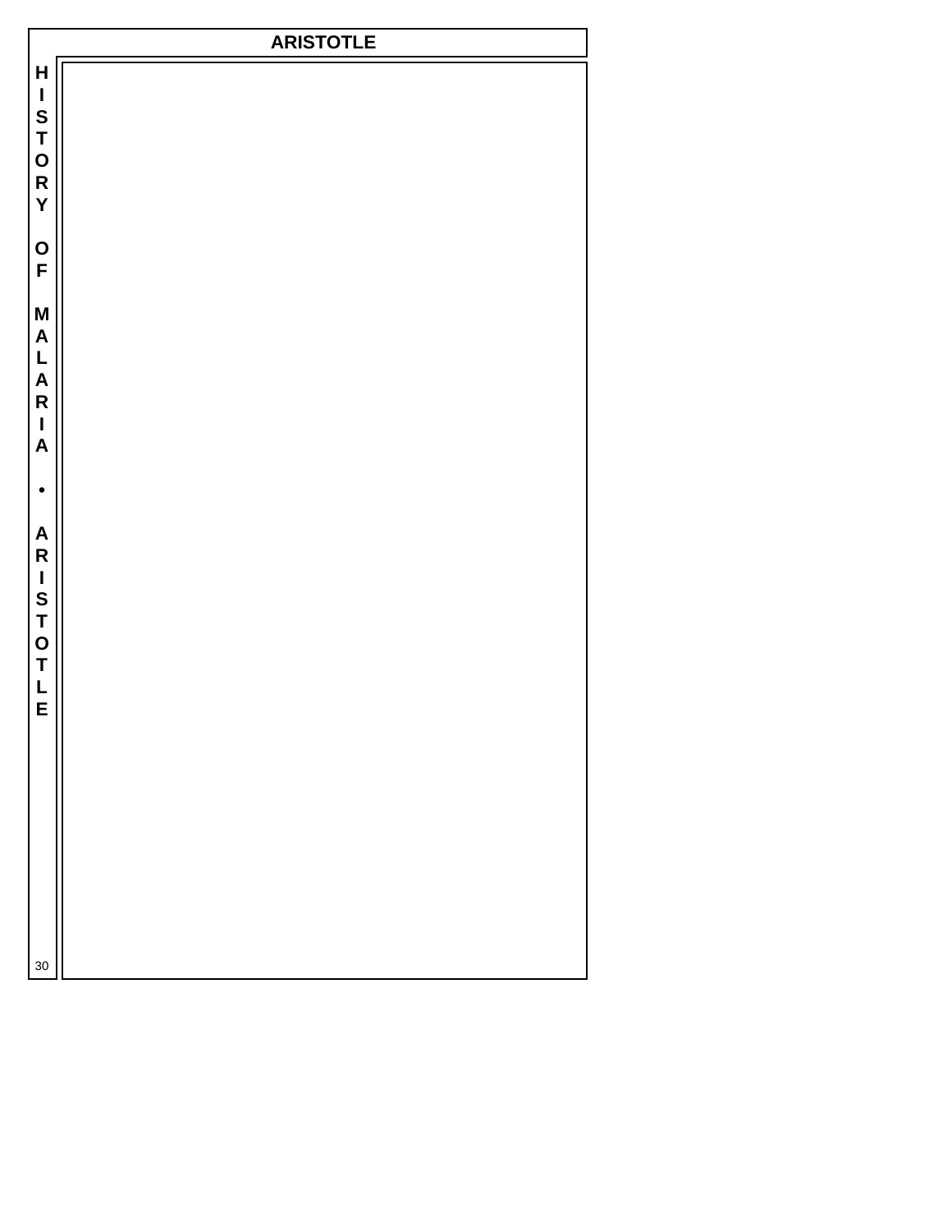# ARISTOTLE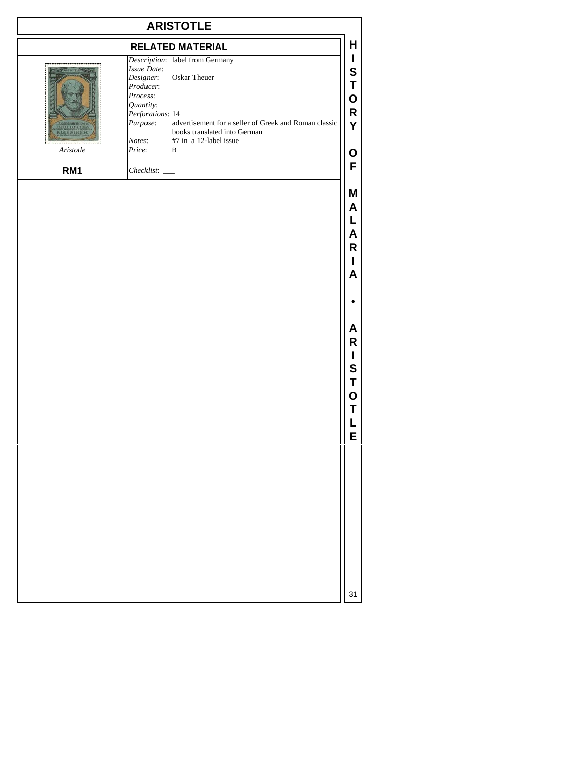# ARISTOTLE

## RELATED MATERIAL

| | |
|---|---|
| *Aristotle* | *Description*: label from Germany<br>*Issue Date*:<br>*Designer*: Oskar Theuer<br>*Producer*:<br>*Process*:<br>*Quantity*:<br>*Perforations*: 14<br>*Purpose*: advertisement for a seller of Greek and Roman classic books translated into German<br>*Notes*: #7 in a 12-label issue<br>*Price*: B |
| **RM1** | *Checklist*: ___ |

HISTORY OF MALARIA • ARISTOTLE